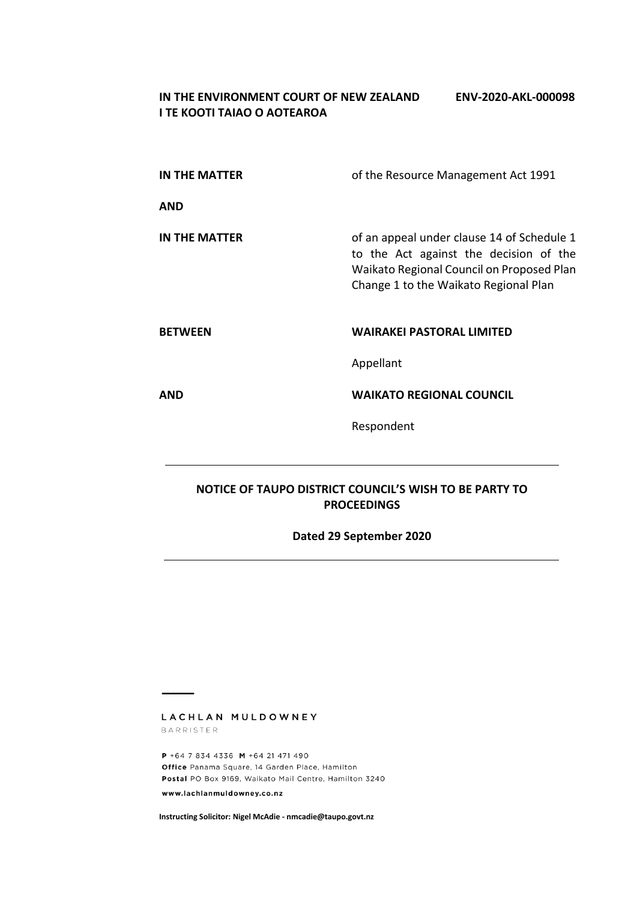**IN THE ENVIRONMENT COURT OF NEW ZEALAND** **ENV-2020-AKL-000098**
**I TE KOOTI TAIAO O AOTEAROA**

| | |
|---|---|
| **IN THE MATTER** | of the Resource Management Act 1991 |
| **AND** | |
| **IN THE MATTER** | of an appeal under clause 14 of Schedule 1 to the Act against the decision of the Waikato Regional Council on Proposed Plan Change 1 to the Waikato Regional Plan |
| **BETWEEN** | **WAIRAKEI PASTORAL LIMITED** |
| | Appellant |
| **AND** | **WAIKATO REGIONAL COUNCIL** |
| | Respondent |

---

**NOTICE OF TAUPO DISTRICT COUNCIL'S WISH TO BE PARTY TO PROCEEDINGS**

**Dated 29 September 2020**

---

LACHLAN MULDOWNEY
BARRISTER

**P** +64 7 834 4336 **M** +64 21 471 490
**Office** Panama Square, 14 Garden Place, Hamilton
**Postal** PO Box 9169, Waikato Mail Centre, Hamilton 3240
www.lachlanmuldowney.co.nz

**Instructing Solicitor: Nigel McAdie - nmcadie@taupo.govt.nz**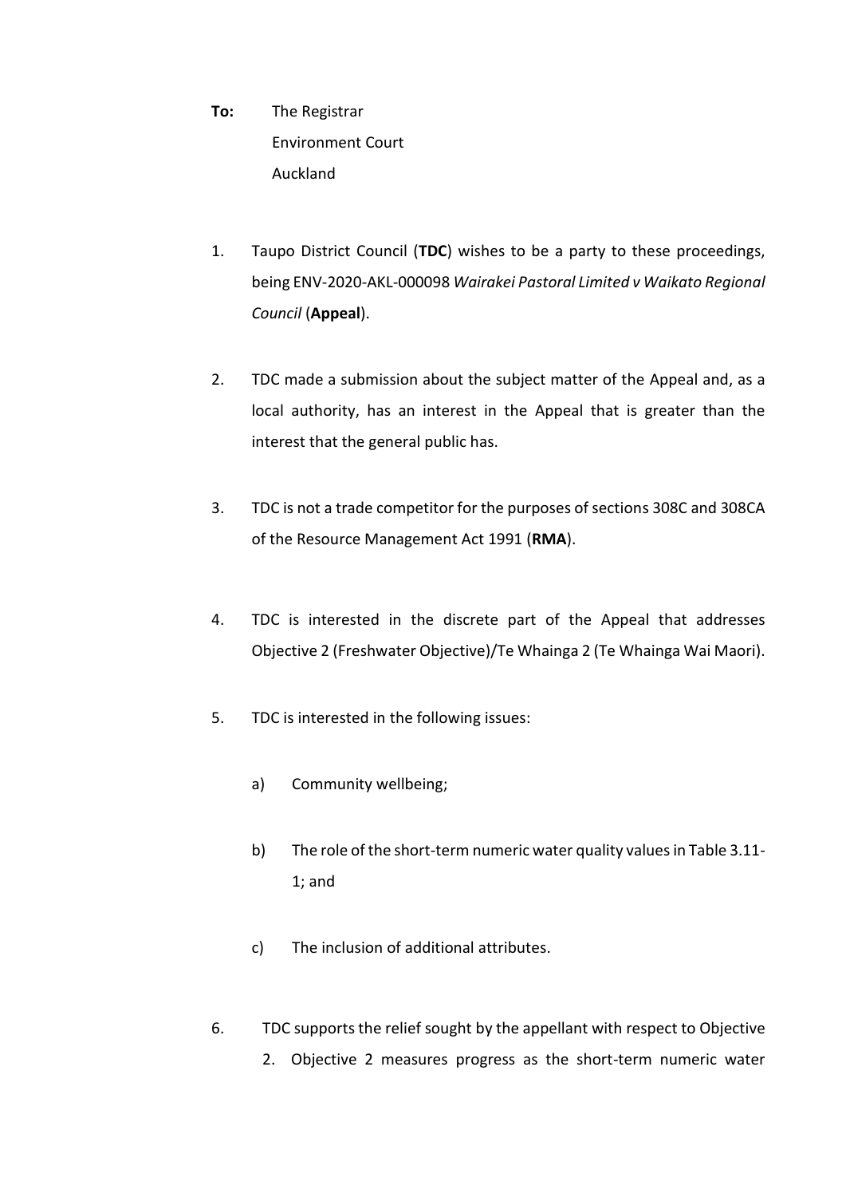**To:** The Registrar
Environment Court
Auckland

1. Taupo District Council (**TDC**) wishes to be a party to these proceedings, being ENV-2020-AKL-000098 *Wairakei Pastoral Limited v Waikato Regional Council* (**Appeal**).

2. TDC made a submission about the subject matter of the Appeal and, as a local authority, has an interest in the Appeal that is greater than the interest that the general public has.

3. TDC is not a trade competitor for the purposes of sections 308C and 308CA of the Resource Management Act 1991 (**RMA**).

4. TDC is interested in the discrete part of the Appeal that addresses Objective 2 (Freshwater Objective)/Te Whainga 2 (Te Whainga Wai Maori).

5. TDC is interested in the following issues:

   a) Community wellbeing;

   b) The role of the short-term numeric water quality values in Table 3.11-1; and

   c) The inclusion of additional attributes.

6. TDC supports the relief sought by the appellant with respect to Objective 2. Objective 2 measures progress as the short-term numeric water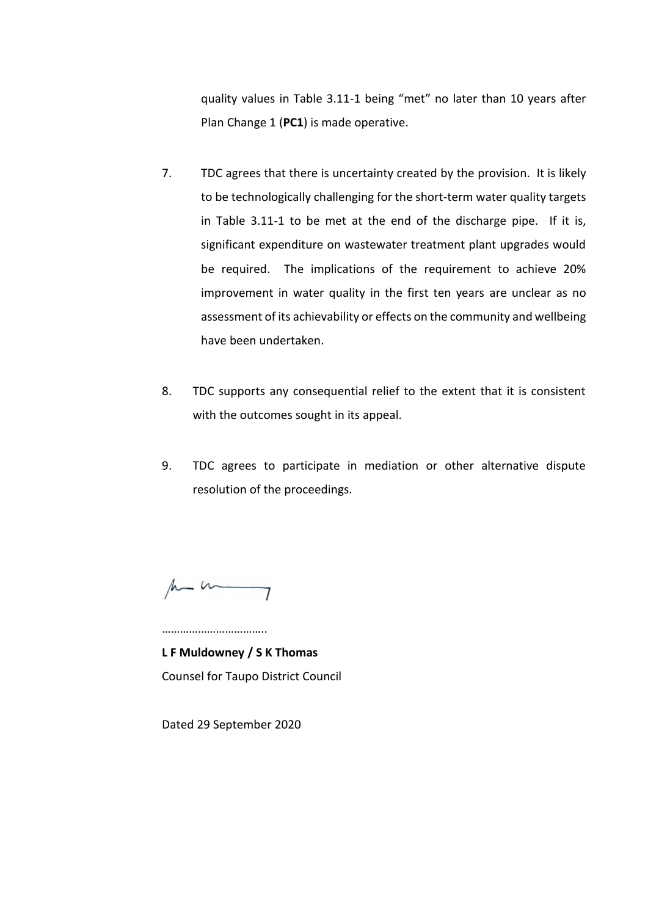quality values in Table 3.11-1 being "met" no later than 10 years after Plan Change 1 (**PC1**) is made operative.

7. TDC agrees that there is uncertainty created by the provision. It is likely to be technologically challenging for the short-term water quality targets in Table 3.11-1 to be met at the end of the discharge pipe. If it is, significant expenditure on wastewater treatment plant upgrades would be required. The implications of the requirement to achieve 20% improvement in water quality in the first ten years are unclear as no assessment of its achievability or effects on the community and wellbeing have been undertaken.

8. TDC supports any consequential relief to the extent that it is consistent with the outcomes sought in its appeal.

9. TDC agrees to participate in mediation or other alternative dispute resolution of the proceedings.

……………………………..

**L F Muldowney / S K Thomas**
Counsel for Taupo District Council

Dated 29 September 2020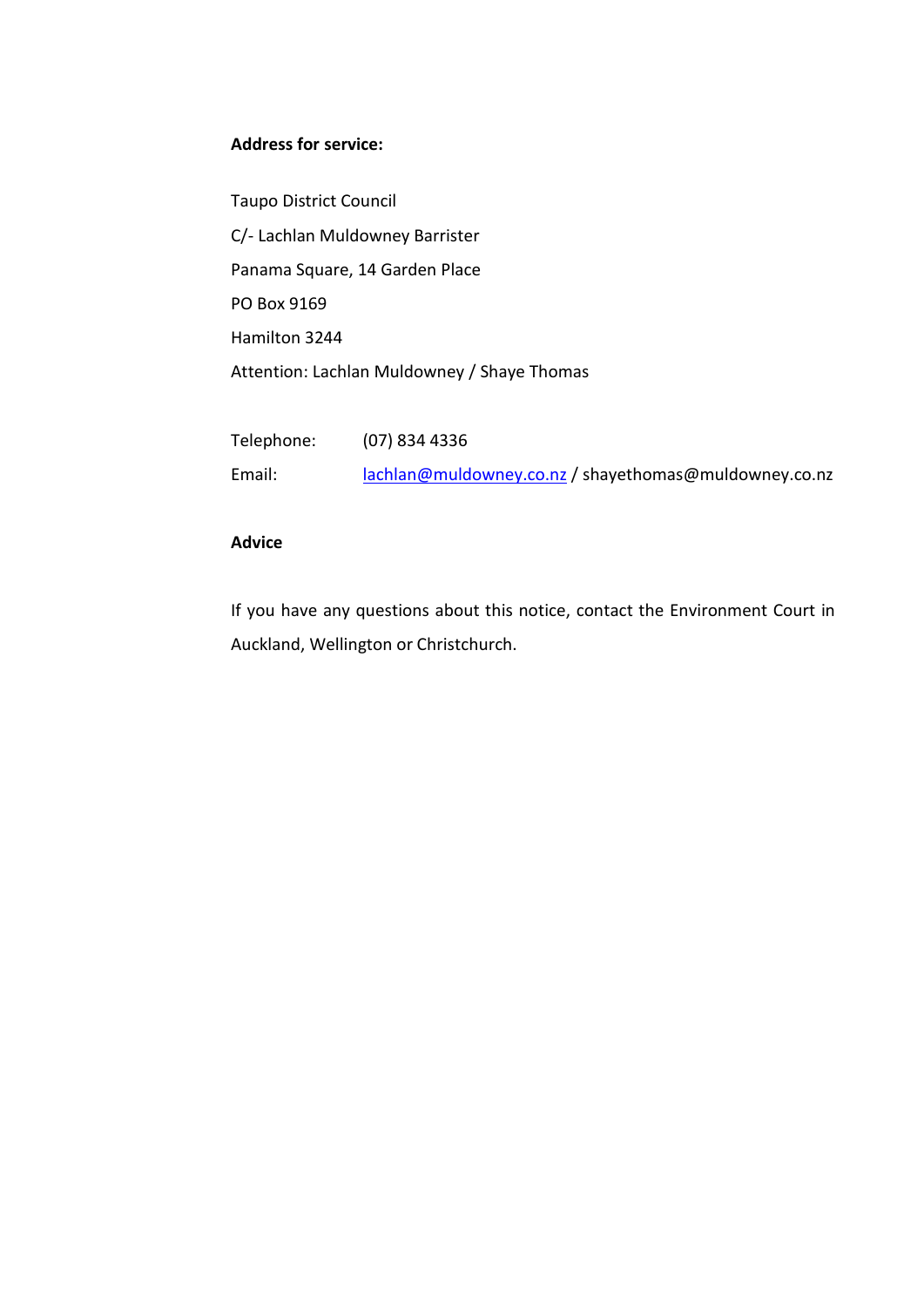**Address for service:**

Taupo District Council

C/- Lachlan Muldowney Barrister

Panama Square, 14 Garden Place

PO Box 9169

Hamilton 3244

Attention: Lachlan Muldowney / Shaye Thomas

Telephone: (07) 834 4336

Email: lachlan@muldowney.co.nz / shayethomas@muldowney.co.nz

**Advice**

If you have any questions about this notice, contact the Environment Court in Auckland, Wellington or Christchurch.